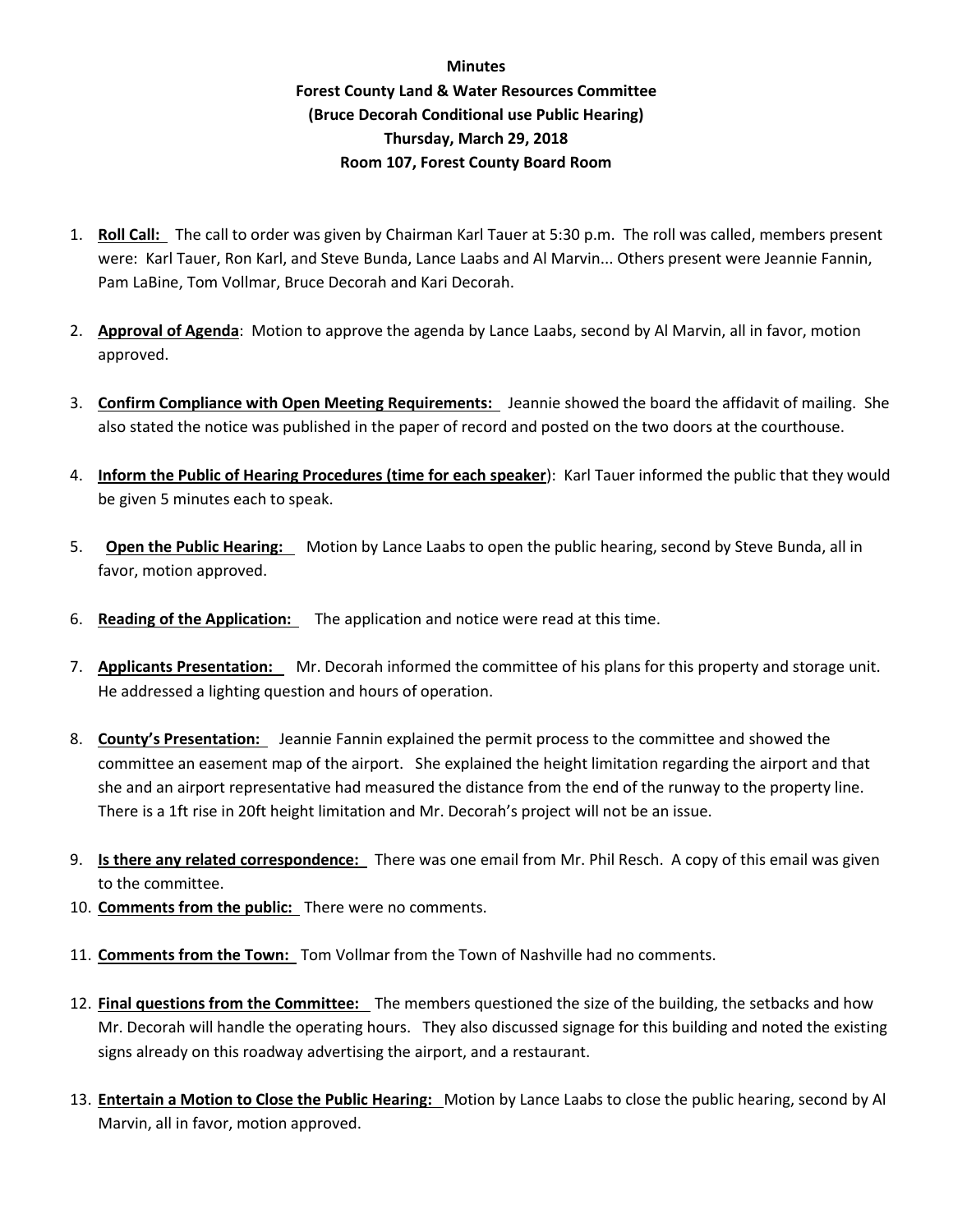**Minutes**
**Forest County Land & Water Resources Committee**
**(Bruce Decorah Conditional use Public Hearing)**
**Thursday, March 29, 2018**
**Room 107, Forest County Board Room**

1. **Roll Call:** The call to order was given by Chairman Karl Tauer at 5:30 p.m. The roll was called, members present were: Karl Tauer, Ron Karl, and Steve Bunda, Lance Laabs and Al Marvin... Others present were Jeannie Fannin, Pam LaBine, Tom Vollmar, Bruce Decorah and Kari Decorah.

2. **Approval of Agenda**: Motion to approve the agenda by Lance Laabs, second by Al Marvin, all in favor, motion approved.

3. **Confirm Compliance with Open Meeting Requirements:** Jeannie showed the board the affidavit of mailing. She also stated the notice was published in the paper of record and posted on the two doors at the courthouse.

4. **Inform the Public of Hearing Procedures (time for each speaker**): Karl Tauer informed the public that they would be given 5 minutes each to speak.

5. **Open the Public Hearing:** Motion by Lance Laabs to open the public hearing, second by Steve Bunda, all in favor, motion approved.

6. **Reading of the Application:** The application and notice were read at this time.

7. **Applicants Presentation:** Mr. Decorah informed the committee of his plans for this property and storage unit. He addressed a lighting question and hours of operation.

8. **County's Presentation:** Jeannie Fannin explained the permit process to the committee and showed the committee an easement map of the airport. She explained the height limitation regarding the airport and that she and an airport representative had measured the distance from the end of the runway to the property line. There is a 1ft rise in 20ft height limitation and Mr. Decorah's project will not be an issue.

9. **Is there any related correspondence:** There was one email from Mr. Phil Resch. A copy of this email was given to the committee.

10. **Comments from the public:** There were no comments.

11. **Comments from the Town:** Tom Vollmar from the Town of Nashville had no comments.

12. **Final questions from the Committee:** The members questioned the size of the building, the setbacks and how Mr. Decorah will handle the operating hours. They also discussed signage for this building and noted the existing signs already on this roadway advertising the airport, and a restaurant.

13. **Entertain a Motion to Close the Public Hearing:** Motion by Lance Laabs to close the public hearing, second by Al Marvin, all in favor, motion approved.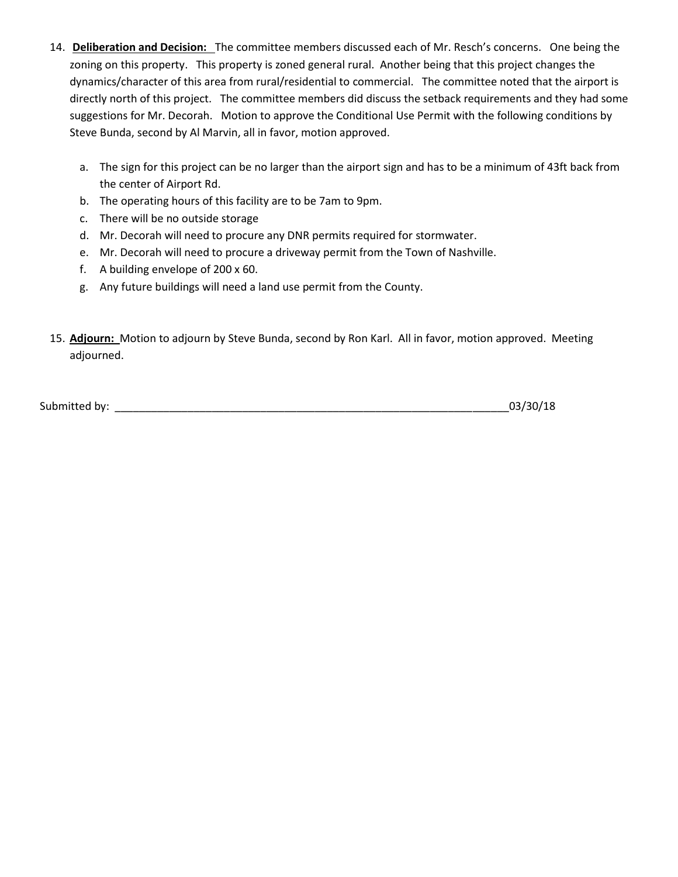14. **Deliberation and Decision:** The committee members discussed each of Mr. Resch's concerns. One being the zoning on this property. This property is zoned general rural. Another being that this project changes the dynamics/character of this area from rural/residential to commercial. The committee noted that the airport is directly north of this project. The committee members did discuss the setback requirements and they had some suggestions for Mr. Decorah. Motion to approve the Conditional Use Permit with the following conditions by Steve Bunda, second by Al Marvin, all in favor, motion approved.

    a. The sign for this project can be no larger than the airport sign and has to be a minimum of 43ft back from the center of Airport Rd.
    b. The operating hours of this facility are to be 7am to 9pm.
    c. There will be no outside storage
    d. Mr. Decorah will need to procure any DNR permits required for stormwater.
    e. Mr. Decorah will need to procure a driveway permit from the Town of Nashville.
    f. A building envelope of 200 x 60.
    g. Any future buildings will need a land use permit from the County.

15. **Adjourn:** Motion to adjourn by Steve Bunda, second by Ron Karl. All in favor, motion approved. Meeting adjourned.

Submitted by: ____________________________________________________________________03/30/18